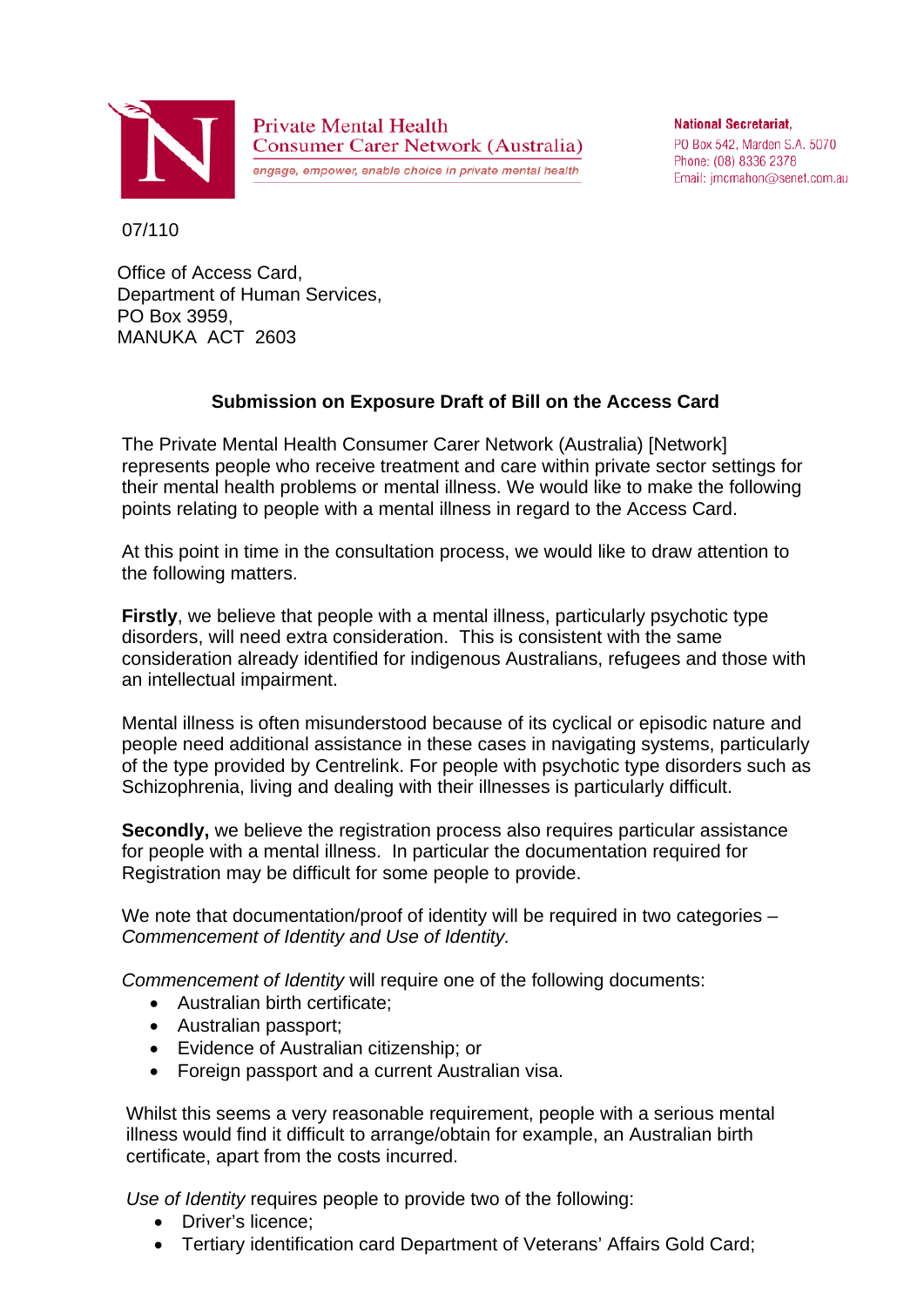Private Mental Health
Consumer Carer Network (Australia)
*engage, empower, enable choice in private mental health*

**National Secretariat,**
PO Box 542, Marden S.A. 5070
Phone: (08) 8336 2378
Email: jmcmahon@senet.com.au

07/110

Office of Access Card,
Department of Human Services,
PO Box 3959,
MANUKA ACT 2603

## Submission on Exposure Draft of Bill on the Access Card

The Private Mental Health Consumer Carer Network (Australia) [Network] represents people who receive treatment and care within private sector settings for their mental health problems or mental illness. We would like to make the following points relating to people with a mental illness in regard to the Access Card.

At this point in time in the consultation process, we would like to draw attention to the following matters.

**Firstly**, we believe that people with a mental illness, particularly psychotic type disorders, will need extra consideration. This is consistent with the same consideration already identified for indigenous Australians, refugees and those with an intellectual impairment.

Mental illness is often misunderstood because of its cyclical or episodic nature and people need additional assistance in these cases in navigating systems, particularly of the type provided by Centrelink. For people with psychotic type disorders such as Schizophrenia, living and dealing with their illnesses is particularly difficult.

**Secondly,** we believe the registration process also requires particular assistance for people with a mental illness. In particular the documentation required for Registration may be difficult for some people to provide.

We note that documentation/proof of identity will be required in two categories – *Commencement of Identity and Use of Identity.*

*Commencement of Identity* will require one of the following documents:

- Australian birth certificate;
- Australian passport;
- Evidence of Australian citizenship; or
- Foreign passport and a current Australian visa.

Whilst this seems a very reasonable requirement, people with a serious mental illness would find it difficult to arrange/obtain for example, an Australian birth certificate, apart from the costs incurred.

*Use of Identity* requires people to provide two of the following:

- Driver's licence;
- Tertiary identification card Department of Veterans' Affairs Gold Card;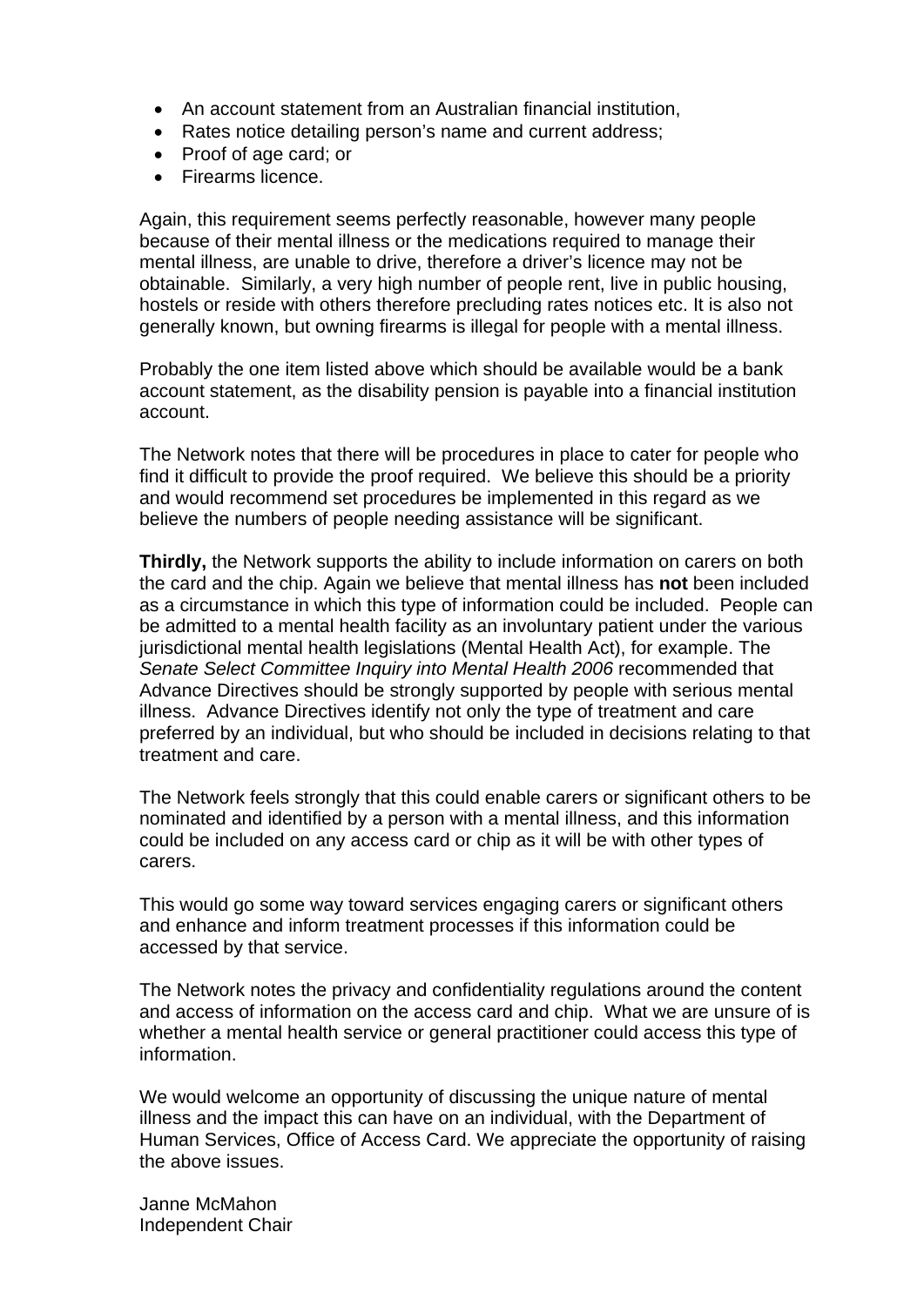- An account statement from an Australian financial institution,
- Rates notice detailing person's name and current address;
- Proof of age card; or
- Firearms licence.

Again, this requirement seems perfectly reasonable, however many people because of their mental illness or the medications required to manage their mental illness, are unable to drive, therefore a driver's licence may not be obtainable. Similarly, a very high number of people rent, live in public housing, hostels or reside with others therefore precluding rates notices etc. It is also not generally known, but owning firearms is illegal for people with a mental illness.

Probably the one item listed above which should be available would be a bank account statement, as the disability pension is payable into a financial institution account.

The Network notes that there will be procedures in place to cater for people who find it difficult to provide the proof required. We believe this should be a priority and would recommend set procedures be implemented in this regard as we believe the numbers of people needing assistance will be significant.

**Thirdly,** the Network supports the ability to include information on carers on both the card and the chip. Again we believe that mental illness has **not** been included as a circumstance in which this type of information could be included. People can be admitted to a mental health facility as an involuntary patient under the various jurisdictional mental health legislations (Mental Health Act), for example. The *Senate Select Committee Inquiry into Mental Health 2006* recommended that Advance Directives should be strongly supported by people with serious mental illness. Advance Directives identify not only the type of treatment and care preferred by an individual, but who should be included in decisions relating to that treatment and care.

The Network feels strongly that this could enable carers or significant others to be nominated and identified by a person with a mental illness, and this information could be included on any access card or chip as it will be with other types of carers.

This would go some way toward services engaging carers or significant others and enhance and inform treatment processes if this information could be accessed by that service.

The Network notes the privacy and confidentiality regulations around the content and access of information on the access card and chip. What we are unsure of is whether a mental health service or general practitioner could access this type of information.

We would welcome an opportunity of discussing the unique nature of mental illness and the impact this can have on an individual, with the Department of Human Services, Office of Access Card. We appreciate the opportunity of raising the above issues.

Janne McMahon
Independent Chair